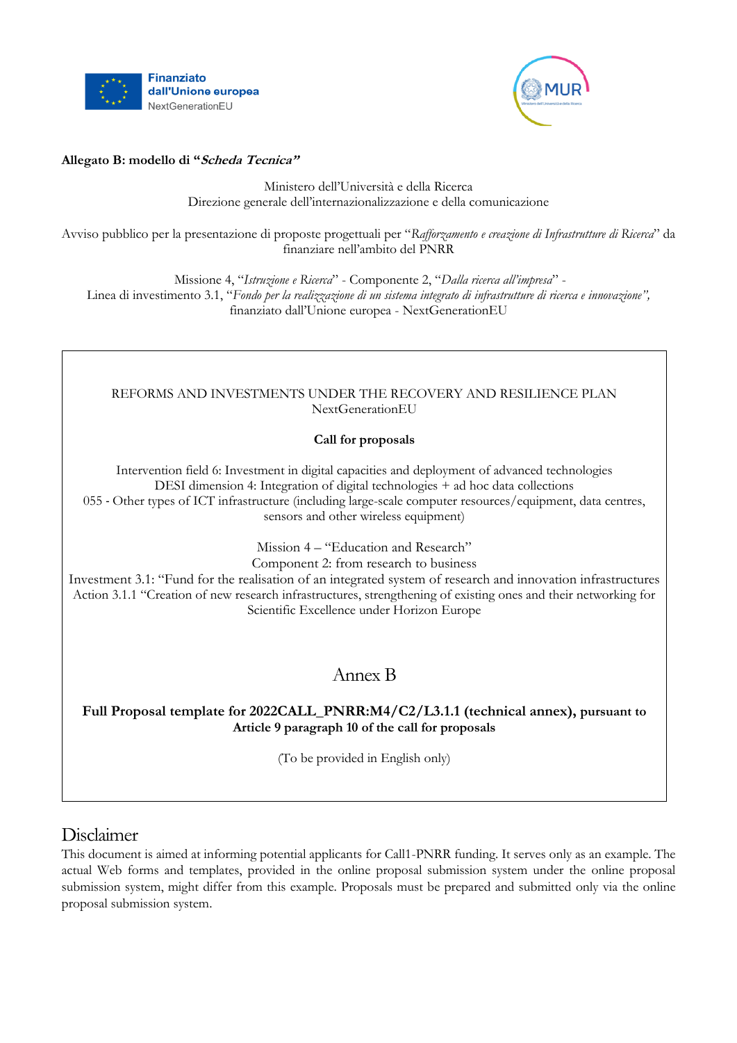Finanziato dall'Unione europea
NextGenerationEU

MUR

**Allegato B: modello di "*Scheda Tecnica*"**

Ministero dell'Università e della Ricerca
Direzione generale dell'internazionalizzazione e della comunicazione

Avviso pubblico per la presentazione di proposte progettuali per "*Rafforzamento e creazione di Infrastrutture di Ricerca*" da finanziare nell'ambito del PNRR

Missione 4, "*Istruzione e Ricerca*" - Componente 2, "*Dalla ricerca all'impresa*" -
Linea di investimento 3.1, "*Fondo per la realizzazione di un sistema integrato di infrastrutture di ricerca e innovazione",*
finanziato dall'Unione europea - NextGenerationEU

REFORMS AND INVESTMENTS UNDER THE RECOVERY AND RESILIENCE PLAN
NextGenerationEU

**Call for proposals**

Intervention field 6: Investment in digital capacities and deployment of advanced technologies
DESI dimension 4: Integration of digital technologies + ad hoc data collections
055 - Other types of ICT infrastructure (including large-scale computer resources/equipment, data centres, sensors and other wireless equipment)

Mission 4 – "Education and Research"
Component 2: from research to business
Investment 3.1: "Fund for the realisation of an integrated system of research and innovation infrastructures
Action 3.1.1 "Creation of new research infrastructures, strengthening of existing ones and their networking for Scientific Excellence under Horizon Europe

# Annex B

**Full Proposal template for 2022CALL_PNRR:M4/C2/L3.1.1 (technical annex), pursuant to Article 9 paragraph 10 of the call for proposals**

(To be provided in English only)

## Disclaimer

This document is aimed at informing potential applicants for Call1-PNRR funding. It serves only as an example. The actual Web forms and templates, provided in the online proposal submission system under the online proposal submission system, might differ from this example. Proposals must be prepared and submitted only via the online proposal submission system.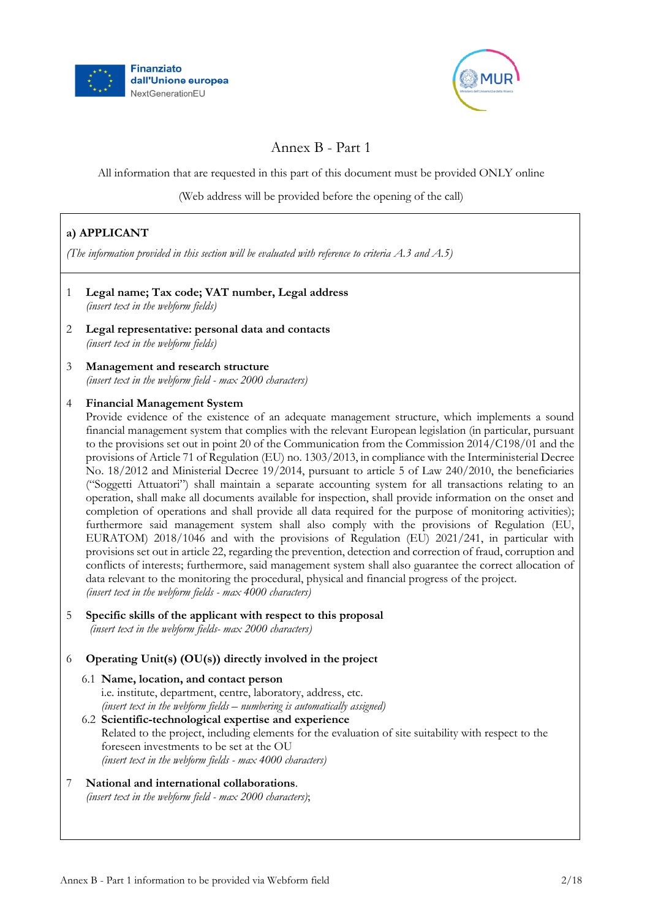Finanziato dall'Unione europea NextGenerationEU

MUR

# Annex B - Part 1

All information that are requested in this part of this document must be provided ONLY online

(Web address will be provided before the opening of the call)

## a) APPLICANT

*(The information provided in this section will be evaluated with reference to criteria A.3 and A.5)*

1. **Legal name; Tax code; VAT number, Legal address**
   *(insert text in the webform fields)*

2. **Legal representative: personal data and contacts**
   *(insert text in the webform fields)*

3. **Management and research structure**
   *(insert text in the webform field - max 2000 characters)*

4. **Financial Management System**
   Provide evidence of the existence of an adequate management structure, which implements a sound financial management system that complies with the relevant European legislation (in particular, pursuant to the provisions set out in point 20 of the Communication from the Commission 2014/C198/01 and the provisions of Article 71 of Regulation (EU) no. 1303/2013, in compliance with the Interministerial Decree No. 18/2012 and Ministerial Decree 19/2014, pursuant to article 5 of Law 240/2010, the beneficiaries ("Soggetti Attuatori") shall maintain a separate accounting system for all transactions relating to an operation, shall make all documents available for inspection, shall provide information on the onset and completion of operations and shall provide all data required for the purpose of monitoring activities); furthermore said management system shall also comply with the provisions of Regulation (EU, EURATOM) 2018/1046 and with the provisions of Regulation (EU) 2021/241, in particular with provisions set out in article 22, regarding the prevention, detection and correction of fraud, corruption and conflicts of interests; furthermore, said management system shall also guarantee the correct allocation of data relevant to the monitoring the procedural, physical and financial progress of the project.
   *(insert text in the webform fields - max 4000 characters)*

5. **Specific skills of the applicant with respect to this proposal**
   *(insert text in the webform fields- max 2000 characters)*

6. **Operating Unit(s) (OU(s)) directly involved in the project**

   6.1 **Name, location, and contact person**
   i.e. institute, department, centre, laboratory, address, etc.
   *(insert text in the webform fields – numbering is automatically assigned)*

   6.2 **Scientific-technological expertise and experience**
   Related to the project, including elements for the evaluation of site suitability with respect to the foreseen investments to be set at the OU
   *(insert text in the webform fields - max 4000 characters)*

7. **National and international collaborations**.
   *(insert text in the webform field - max 2000 characters)*;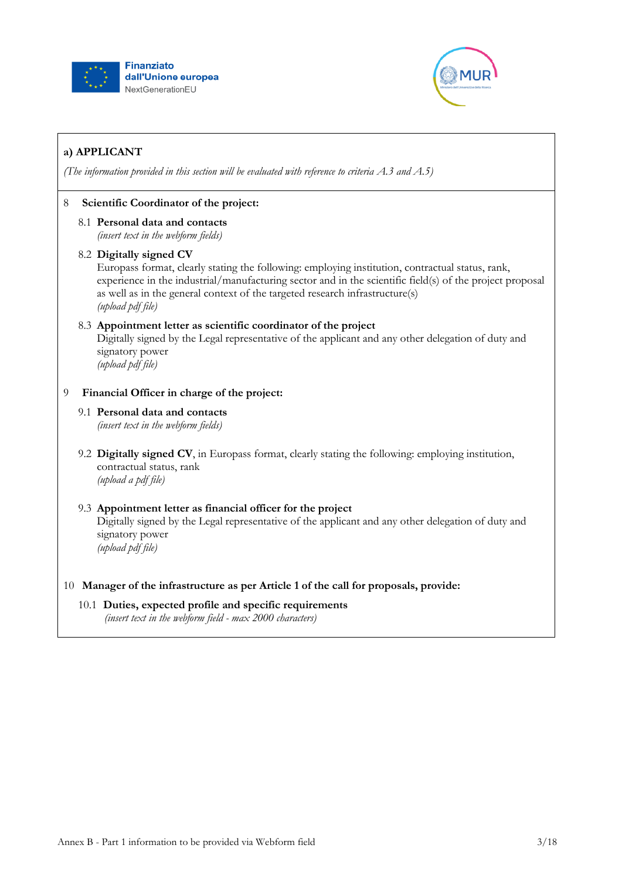## a) APPLICANT

*(The information provided in this section will be evaluated with reference to criteria A.3 and A.5)*

8 **Scientific Coordinator of the project:**

8.1 **Personal data and contacts**
*(insert text in the webform fields)*

8.2 **Digitally signed CV**
Europass format, clearly stating the following: employing institution, contractual status, rank, experience in the industrial/manufacturing sector and in the scientific field(s) of the project proposal as well as in the general context of the targeted research infrastructure(s)
*(upload pdf file)*

8.3 **Appointment letter as scientific coordinator of the project**
Digitally signed by the Legal representative of the applicant and any other delegation of duty and signatory power
*(upload pdf file)*

9 **Financial Officer in charge of the project:**

9.1 **Personal data and contacts**
*(insert text in the webform fields)*

9.2 **Digitally signed CV**, in Europass format, clearly stating the following: employing institution, contractual status, rank
*(upload a pdf file)*

9.3 **Appointment letter as financial officer for the project**
Digitally signed by the Legal representative of the applicant and any other delegation of duty and signatory power
*(upload pdf file)*

10 **Manager of the infrastructure as per Article 1 of the call for proposals, provide:**

10.1 **Duties, expected profile and specific requirements**
*(insert text in the webform field - max 2000 characters)*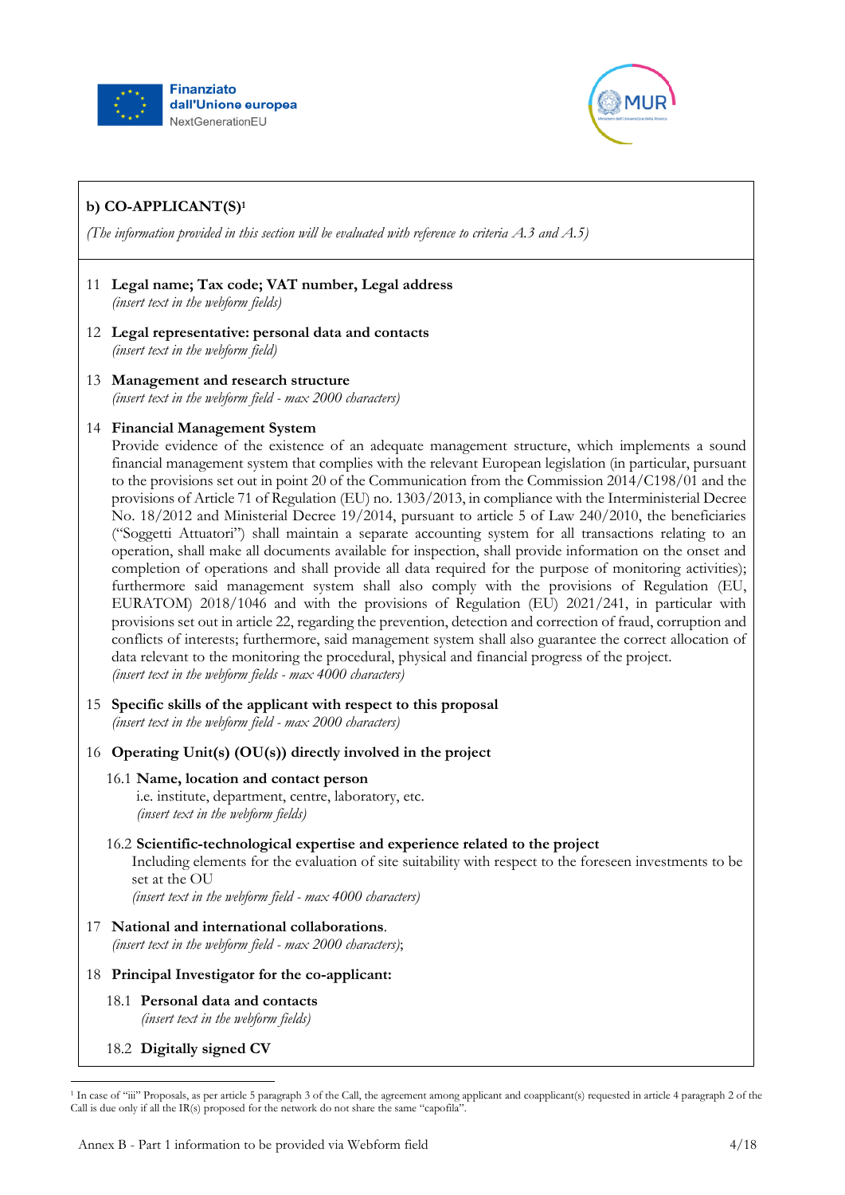## b) CO-APPLICANT(S)[1]

*(The information provided in this section will be evaluated with reference to criteria A.3 and A.5)*

11 **Legal name; Tax code; VAT number, Legal address**
*(insert text in the webform fields)*

12 **Legal representative: personal data and contacts**
*(insert text in the webform field)*

13 **Management and research structure**
*(insert text in the webform field - max 2000 characters)*

14 **Financial Management System**
Provide evidence of the existence of an adequate management structure, which implements a sound financial management system that complies with the relevant European legislation (in particular, pursuant to the provisions set out in point 20 of the Communication from the Commission 2014/C198/01 and the provisions of Article 71 of Regulation (EU) no. 1303/2013, in compliance with the Interministerial Decree No. 18/2012 and Ministerial Decree 19/2014, pursuant to article 5 of Law 240/2010, the beneficiaries ("Soggetti Attuatori") shall maintain a separate accounting system for all transactions relating to an operation, shall make all documents available for inspection, shall provide information on the onset and completion of operations and shall provide all data required for the purpose of monitoring activities); furthermore said management system shall also comply with the provisions of Regulation (EU, EURATOM) 2018/1046 and with the provisions of Regulation (EU) 2021/241, in particular with provisions set out in article 22, regarding the prevention, detection and correction of fraud, corruption and conflicts of interests; furthermore, said management system shall also guarantee the correct allocation of data relevant to the monitoring the procedural, physical and financial progress of the project.
*(insert text in the webform fields - max 4000 characters)*

15 **Specific skills of the applicant with respect to this proposal**
*(insert text in the webform field - max 2000 characters)*

16 **Operating Unit(s) (OU(s)) directly involved in the project**

16.1 **Name, location and contact person**
i.e. institute, department, centre, laboratory, etc.
*(insert text in the webform fields)*

16.2 **Scientific-technological expertise and experience related to the project**
Including elements for the evaluation of site suitability with respect to the foreseen investments to be set at the OU
*(insert text in the webform field - max 4000 characters)*

17 **National and international collaborations**.
*(insert text in the webform field - max 2000 characters)*;

18 **Principal Investigator for the co-applicant:**

18.1 **Personal data and contacts**
*(insert text in the webform fields)*

18.2 **Digitally signed CV**

---

[1] In case of "iii" Proposals, as per article 5 paragraph 3 of the Call, the agreement among applicant and coapplicant(s) requested in article 4 paragraph 2 of the Call is due only if all the IR(s) proposed for the network do not share the same "capofila".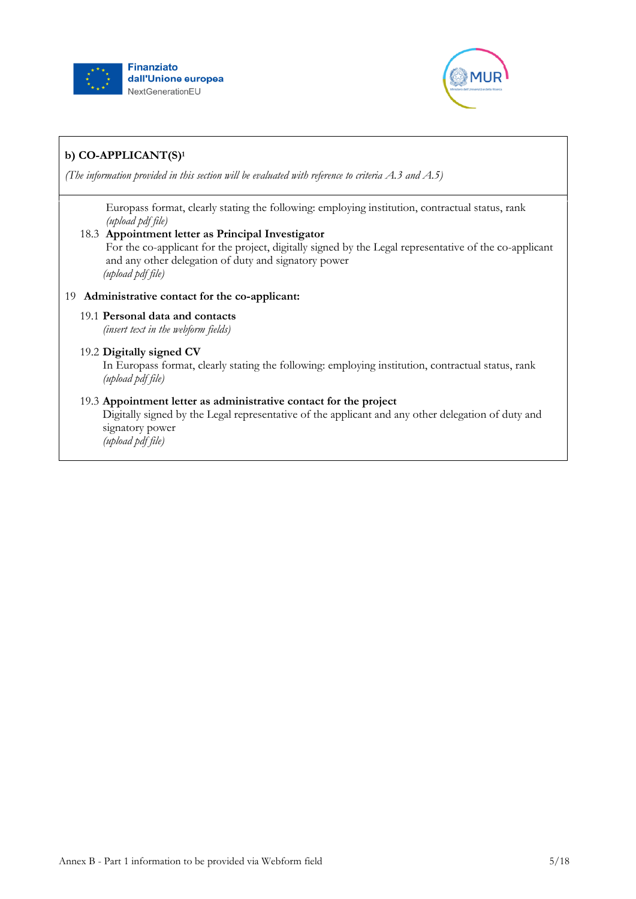**b) CO-APPLICANT(S)[1]**

*(The information provided in this section will be evaluated with reference to criteria A.3 and A.5)*

Europass format, clearly stating the following: employing institution, contractual status, rank
*(upload pdf file)*

18.3 **Appointment letter as Principal Investigator**
For the co-applicant for the project, digitally signed by the Legal representative of the co-applicant and any other delegation of duty and signatory power
*(upload pdf file)*

19 **Administrative contact for the co-applicant:**

19.1 **Personal data and contacts**
*(insert text in the webform fields)*

19.2 **Digitally signed CV**
In Europass format, clearly stating the following: employing institution, contractual status, rank
*(upload pdf file)*

19.3 **Appointment letter as administrative contact for the project**
Digitally signed by the Legal representative of the applicant and any other delegation of duty and signatory power
*(upload pdf file)*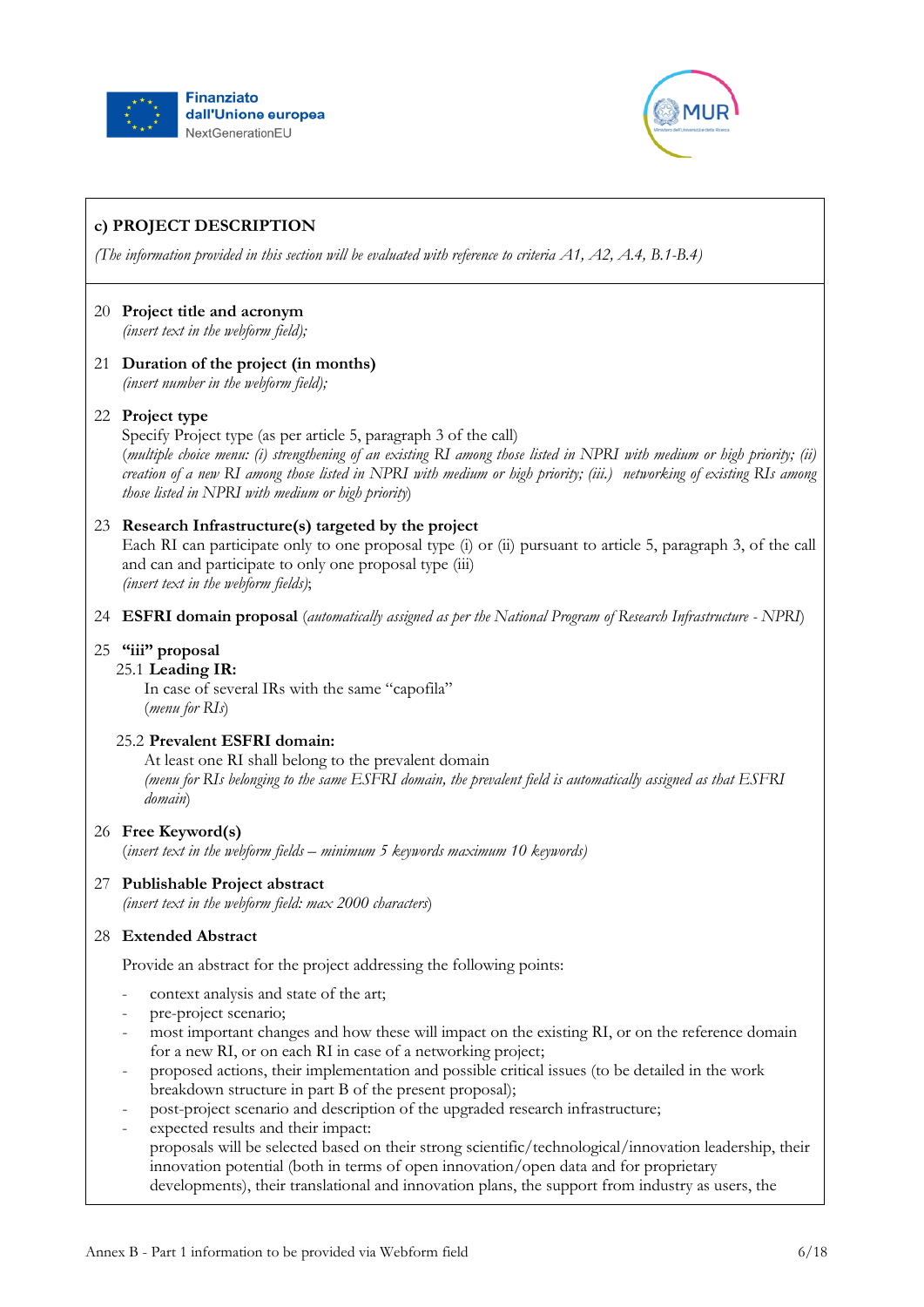## c) PROJECT DESCRIPTION

*(The information provided in this section will be evaluated with reference to criteria A1, A2, A.4, B.1-B.4)*

20 **Project title and acronym**
*(insert text in the webform field);*

21 **Duration of the project (in months)**
*(insert number in the webform field);*

22 **Project type**
Specify Project type (as per article 5, paragraph 3 of the call)
(*multiple choice menu: (i) strengthening of an existing RI among those listed in NPRI with medium or high priority; (ii) creation of a new RI among those listed in NPRI with medium or high priority; (iii.) networking of existing RIs among those listed in NPRI with medium or high priority*)

23 **Research Infrastructure(s) targeted by the project**
Each RI can participate only to one proposal type (i) or (ii) pursuant to article 5, paragraph 3, of the call and can and participate to only one proposal type (iii)
*(insert text in the webform fields)*;

24 **ESFRI domain proposal** (*automatically assigned as per the National Program of Research Infrastructure - NPRI*)

25 **"iii" proposal**

25.1 **Leading IR:**
In case of several IRs with the same "capofila"
(*menu for RIs*)

25.2 **Prevalent ESFRI domain:**
At least one RI shall belong to the prevalent domain
*(menu for RIs belonging to the same ESFRI domain, the prevalent field is automatically assigned as that ESFRI domain)*

26 **Free Keyword(s)**
(*insert text in the webform fields – minimum 5 keywords maximum 10 keywords)*

27 **Publishable Project abstract**
*(insert text in the webform field: max 2000 characters*)

28 **Extended Abstract**

Provide an abstract for the project addressing the following points:

- context analysis and state of the art;
- pre-project scenario;
- most important changes and how these will impact on the existing RI, or on the reference domain for a new RI, or on each RI in case of a networking project;
- proposed actions, their implementation and possible critical issues (to be detailed in the work breakdown structure in part B of the present proposal);
- post-project scenario and description of the upgraded research infrastructure;
- expected results and their impact:
  proposals will be selected based on their strong scientific/technological/innovation leadership, their innovation potential (both in terms of open innovation/open data and for proprietary developments), their translational and innovation plans, the support from industry as users, the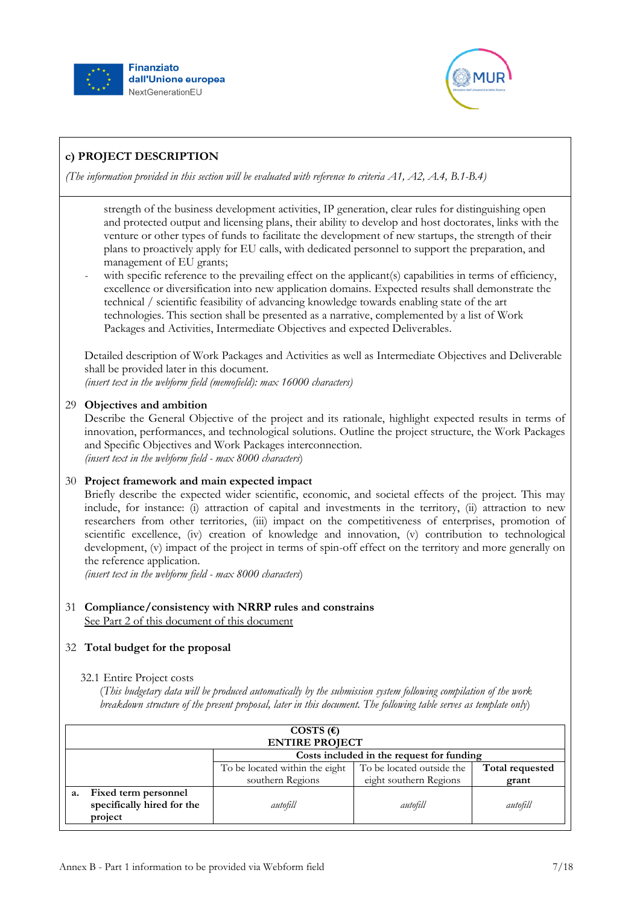## c) PROJECT DESCRIPTION

*(The information provided in this section will be evaluated with reference to criteria A1, A2, A.4, B.1-B.4)*

strength of the business development activities, IP generation, clear rules for distinguishing open and protected output and licensing plans, their ability to develop and host doctorates, links with the venture or other types of funds to facilitate the development of new startups, the strength of their plans to proactively apply for EU calls, with dedicated personnel to support the preparation, and management of EU grants;

- with specific reference to the prevailing effect on the applicant(s) capabilities in terms of efficiency, excellence or diversification into new application domains. Expected results shall demonstrate the technical / scientific feasibility of advancing knowledge towards enabling state of the art technologies. This section shall be presented as a narrative, complemented by a list of Work Packages and Activities, Intermediate Objectives and expected Deliverables.

Detailed description of Work Packages and Activities as well as Intermediate Objectives and Deliverable shall be provided later in this document.
*(insert text in the webform field (memofield): max 16000 characters)*

29 **Objectives and ambition**
Describe the General Objective of the project and its rationale, highlight expected results in terms of innovation, performances, and technological solutions. Outline the project structure, the Work Packages and Specific Objectives and Work Packages interconnection.
*(insert text in the webform field - max 8000 characters)*

30 **Project framework and main expected impact**
Briefly describe the expected wider scientific, economic, and societal effects of the project. This may include, for instance: (i) attraction of capital and investments in the territory, (ii) attraction to new researchers from other territories, (iii) impact on the competitiveness of enterprises, promotion of scientific excellence, (iv) creation of knowledge and innovation, (v) contribution to technological development, (v) impact of the project in terms of spin-off effect on the territory and more generally on the reference application.
*(insert text in the webform field - max 8000 characters)*

31 **Compliance/consistency with NRRP rules and constrains**
See Part 2 of this document of this document

32 **Total budget for the proposal**

32.1 Entire Project costs
*(This budgetary data will be produced automatically by the submission system following compilation of the work breakdown structure of the present proposal, later in this document. The following table serves as template only)*

| COSTS (€) ENTIRE PROJECT | | | |
|---|---|---|---|
| | **Costs included in the request for funding** | | |
| | To be located within the eight southern Regions | To be located outside the eight southern Regions | **Total requested grant** |
| **a. Fixed term personnel specifically hired for the project** | *autofill* | *autofill* | *autofill* |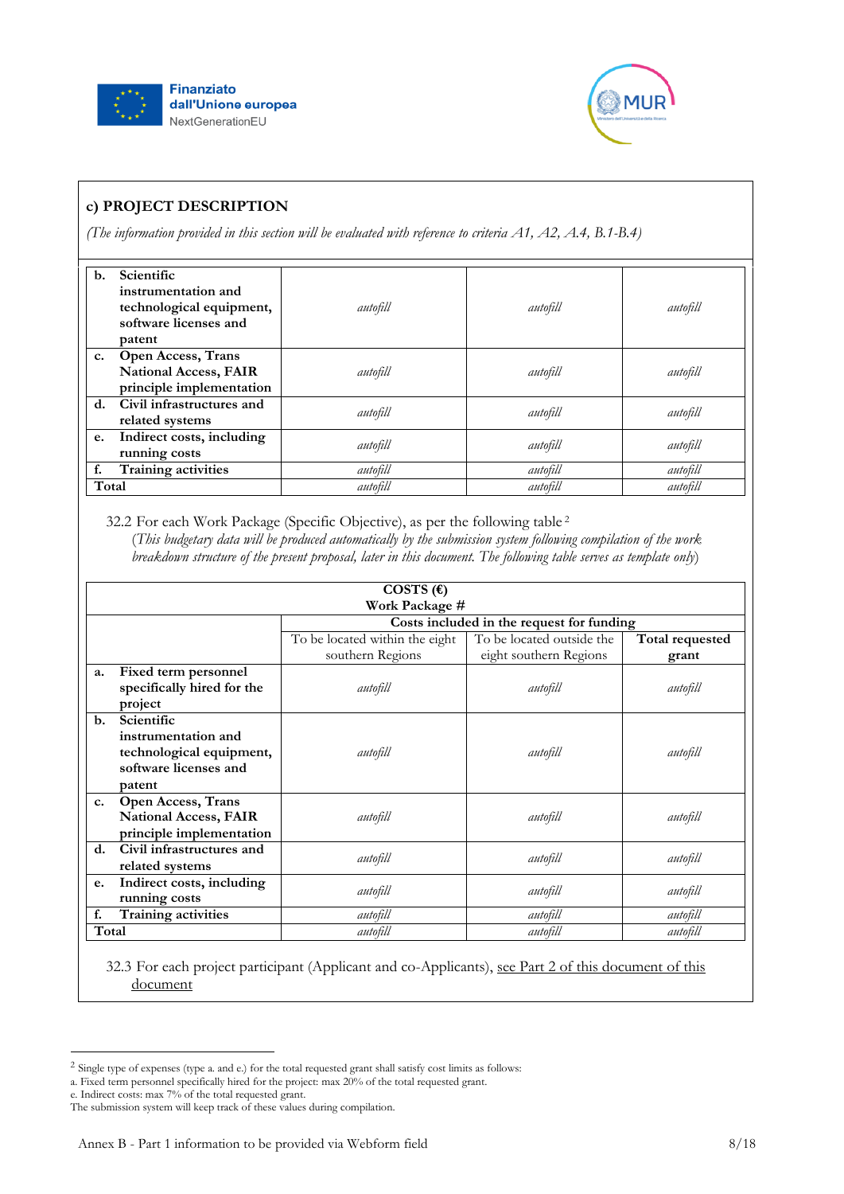## c) PROJECT DESCRIPTION

*(The information provided in this section will be evaluated with reference to criteria A1, A2, A.4, B.1-B.4)*

| | | | |
|---|---|---|---|
| **b. Scientific instrumentation and technological equipment, software licenses and patent** | *autofill* | *autofill* | *autofill* |
| **c. Open Access, Trans National Access, FAIR principle implementation** | *autofill* | *autofill* | *autofill* |
| **d. Civil infrastructures and related systems** | *autofill* | *autofill* | *autofill* |
| **e. Indirect costs, including running costs** | *autofill* | *autofill* | *autofill* |
| **f. Training activities** | *autofill* | *autofill* | *autofill* |
| **Total** | *autofill* | *autofill* | *autofill* |

32.2 For each Work Package (Specific Objective), as per the following table [2]
(*This budgetary data will be produced automatically by the submission system following compilation of the work breakdown structure of the present proposal, later in this document. The following table serves as template only*)

| **COSTS (€) Work Package #** | | | |
|---|---|---|---|
| | **Costs included in the request for funding** | | |
| | To be located within the eight southern Regions | To be located outside the eight southern Regions | **Total requested grant** |
| **a. Fixed term personnel specifically hired for the project** | *autofill* | *autofill* | *autofill* |
| **b. Scientific instrumentation and technological equipment, software licenses and patent** | *autofill* | *autofill* | *autofill* |
| **c. Open Access, Trans National Access, FAIR principle implementation** | *autofill* | *autofill* | *autofill* |
| **d. Civil infrastructures and related systems** | *autofill* | *autofill* | *autofill* |
| **e. Indirect costs, including running costs** | *autofill* | *autofill* | *autofill* |
| **f. Training activities** | *autofill* | *autofill* | *autofill* |
| **Total** | *autofill* | *autofill* | *autofill* |

32.3 For each project participant (Applicant and co-Applicants), see Part 2 of this document of this document

---

[2] Single type of expenses (type a. and e.) for the total requested grant shall satisfy cost limits as follows:
a. Fixed term personnel specifically hired for the project: max 20% of the total requested grant.
e. Indirect costs: max 7% of the total requested grant.
The submission system will keep track of these values during compilation.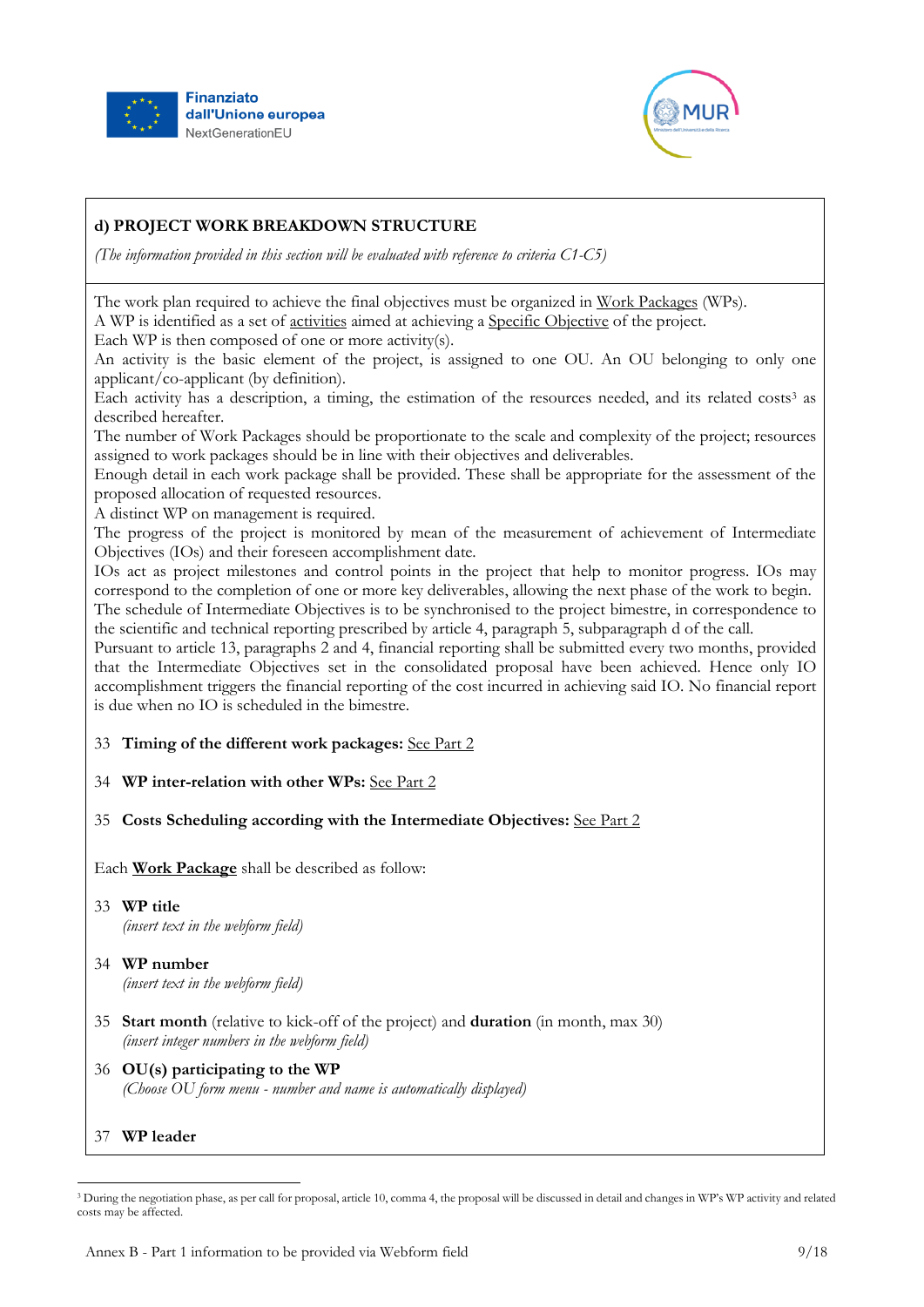## d) PROJECT WORK BREAKDOWN STRUCTURE

*(The information provided in this section will be evaluated with reference to criteria C1-C5)*

The work plan required to achieve the final objectives must be organized in Work Packages (WPs).
A WP is identified as a set of activities aimed at achieving a Specific Objective of the project.
Each WP is then composed of one or more activity(s).
An activity is the basic element of the project, is assigned to one OU. An OU belonging to only one applicant/co-applicant (by definition).
Each activity has a description, a timing, the estimation of the resources needed, and its related costs[3] as described hereafter.
The number of Work Packages should be proportionate to the scale and complexity of the project; resources assigned to work packages should be in line with their objectives and deliverables.
Enough detail in each work package shall be provided. These shall be appropriate for the assessment of the proposed allocation of requested resources.
A distinct WP on management is required.
The progress of the project is monitored by mean of the measurement of achievement of Intermediate Objectives (IOs) and their foreseen accomplishment date.
IOs act as project milestones and control points in the project that help to monitor progress. IOs may correspond to the completion of one or more key deliverables, allowing the next phase of the work to begin.
The schedule of Intermediate Objectives is to be synchronised to the project bimestre, in correspondence to the scientific and technical reporting prescribed by article 4, paragraph 5, subparagraph d of the call.
Pursuant to article 13, paragraphs 2 and 4, financial reporting shall be submitted every two months, provided that the Intermediate Objectives set in the consolidated proposal have been achieved. Hence only IO accomplishment triggers the financial reporting of the cost incurred in achieving said IO. No financial report is due when no IO is scheduled in the bimestre.

33 **Timing of the different work packages:** See Part 2

34 **WP inter-relation with other WPs:** See Part 2

35 **Costs Scheduling according with the Intermediate Objectives:** See Part 2

Each **Work Package** shall be described as follow:

33 **WP title**
*(insert text in the webform field)*

34 **WP number**
*(insert text in the webform field)*

35 **Start month** (relative to kick-off of the project) and **duration** (in month, max 30)
*(insert integer numbers in the webform field)*

36 **OU(s) participating to the WP**
*(Choose OU form menu - number and name is automatically displayed)*

37 **WP leader**

---

[3] During the negotiation phase, as per call for proposal, article 10, comma 4, the proposal will be discussed in detail and changes in WP's WP activity and related costs may be affected.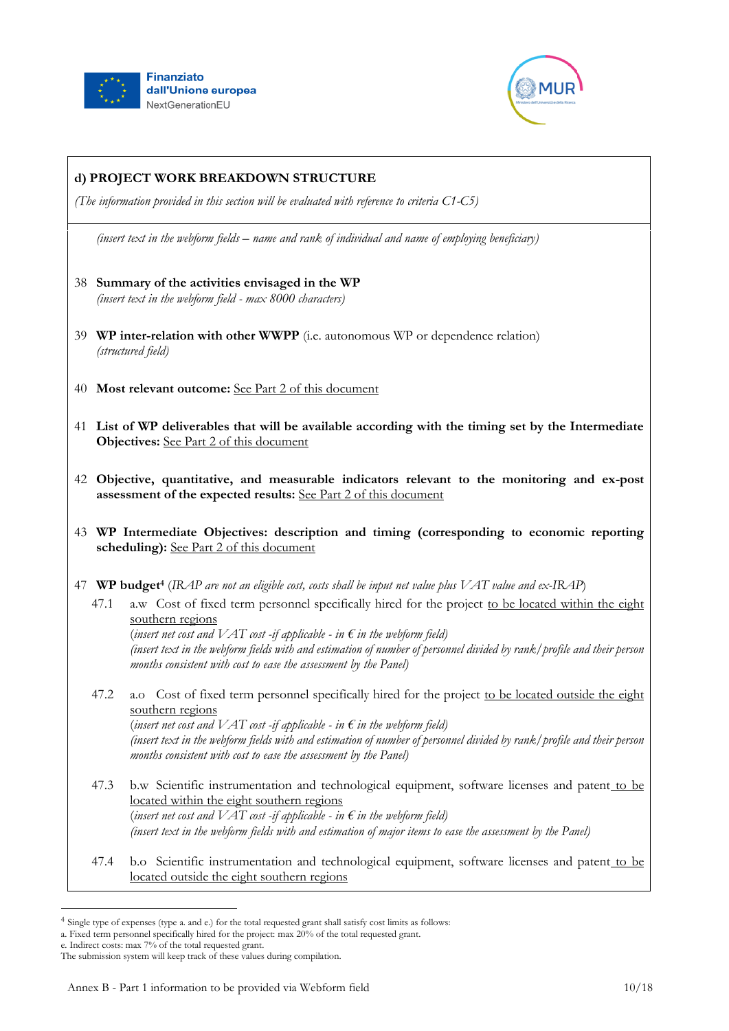## d) PROJECT WORK BREAKDOWN STRUCTURE

*(The information provided in this section will be evaluated with reference to criteria C1-C5)*

*(insert text in the webform fields – name and rank of individual and name of employing beneficiary)*

38 **Summary of the activities envisaged in the WP**
*(insert text in the webform field - max 8000 characters)*

39 **WP inter-relation with other WWPP** (i.e. autonomous WP or dependence relation)
*(structured field)*

40 **Most relevant outcome:** <u>See Part 2 of this document</u>

41 **List of WP deliverables that will be available according with the timing set by the Intermediate Objectives:** <u>See Part 2 of this document</u>

42 **Objective, quantitative, and measurable indicators relevant to the monitoring and ex-post assessment of the expected results:** <u>See Part 2 of this document</u>

43 **WP Intermediate Objectives: description and timing (corresponding to economic reporting scheduling):** <u>See Part 2 of this document</u>

47 **WP budget**[4] *(IRAP are not an eligible cost, costs shall be input net value plus VAT value and ex-IRAP)*

- 47.1 a.w Cost of fixed term personnel specifically hired for the project <u>to be located within the eight southern regions</u>
  *(insert net cost and VAT cost -if applicable - in € in the webform field)*
  *(insert text in the webform fields with and estimation of number of personnel divided by rank/profile and their person months consistent with cost to ease the assessment by the Panel)*

- 47.2 a.o Cost of fixed term personnel specifically hired for the project <u>to be located outside the eight southern regions</u>
  *(insert net cost and VAT cost -if applicable - in € in the webform field)*
  *(insert text in the webform fields with and estimation of number of personnel divided by rank/profile and their person months consistent with cost to ease the assessment by the Panel)*

- 47.3 b.w Scientific instrumentation and technological equipment, software licenses and patent <u>to be located within the eight southern regions</u>
  *(insert net cost and VAT cost -if applicable - in € in the webform field)*
  *(insert text in the webform fields with and estimation of major items to ease the assessment by the Panel)*

- 47.4 b.o Scientific instrumentation and technological equipment, software licenses and patent <u>to be located outside the eight southern regions</u>

---

[4] Single type of expenses (type a. and e.) for the total requested grant shall satisfy cost limits as follows:
a. Fixed term personnel specifically hired for the project: max 20% of the total requested grant.
e. Indirect costs: max 7% of the total requested grant.
The submission system will keep track of these values during compilation.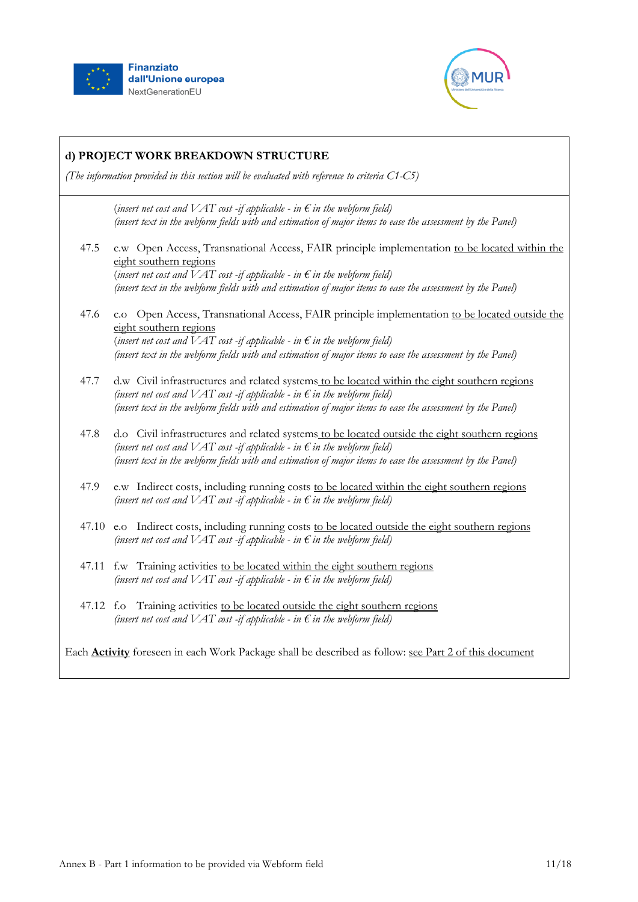**d) PROJECT WORK BREAKDOWN STRUCTURE**

*(The information provided in this section will be evaluated with reference to criteria C1-C5)*

*(insert net cost and VAT cost -if applicable - in € in the webform field)*
*(insert text in the webform fields with and estimation of major items to ease the assessment by the Panel)*

47.5 c.w Open Access, Transnational Access, FAIR principle implementation to be located within the eight southern regions
*(insert net cost and VAT cost -if applicable - in € in the webform field)*
*(insert text in the webform fields with and estimation of major items to ease the assessment by the Panel)*

47.6 c.o Open Access, Transnational Access, FAIR principle implementation to be located outside the eight southern regions
*(insert net cost and VAT cost -if applicable - in € in the webform field)*
*(insert text in the webform fields with and estimation of major items to ease the assessment by the Panel)*

47.7 d.w Civil infrastructures and related systems to be located within the eight southern regions
*(insert net cost and VAT cost -if applicable - in € in the webform field)*
*(insert text in the webform fields with and estimation of major items to ease the assessment by the Panel)*

47.8 d.o Civil infrastructures and related systems to be located outside the eight southern regions
*(insert net cost and VAT cost -if applicable - in € in the webform field)*
*(insert text in the webform fields with and estimation of major items to ease the assessment by the Panel)*

47.9 e.w Indirect costs, including running costs to be located within the eight southern regions
*(insert net cost and VAT cost -if applicable - in € in the webform field)*

47.10 e.o Indirect costs, including running costs to be located outside the eight southern regions
*(insert net cost and VAT cost -if applicable - in € in the webform field)*

47.11 f.w Training activities to be located within the eight southern regions
*(insert net cost and VAT cost -if applicable - in € in the webform field)*

47.12 f.o Training activities to be located outside the eight southern regions
*(insert net cost and VAT cost -if applicable - in € in the webform field)*

Each **Activity** foreseen in each Work Package shall be described as follow: see Part 2 of this document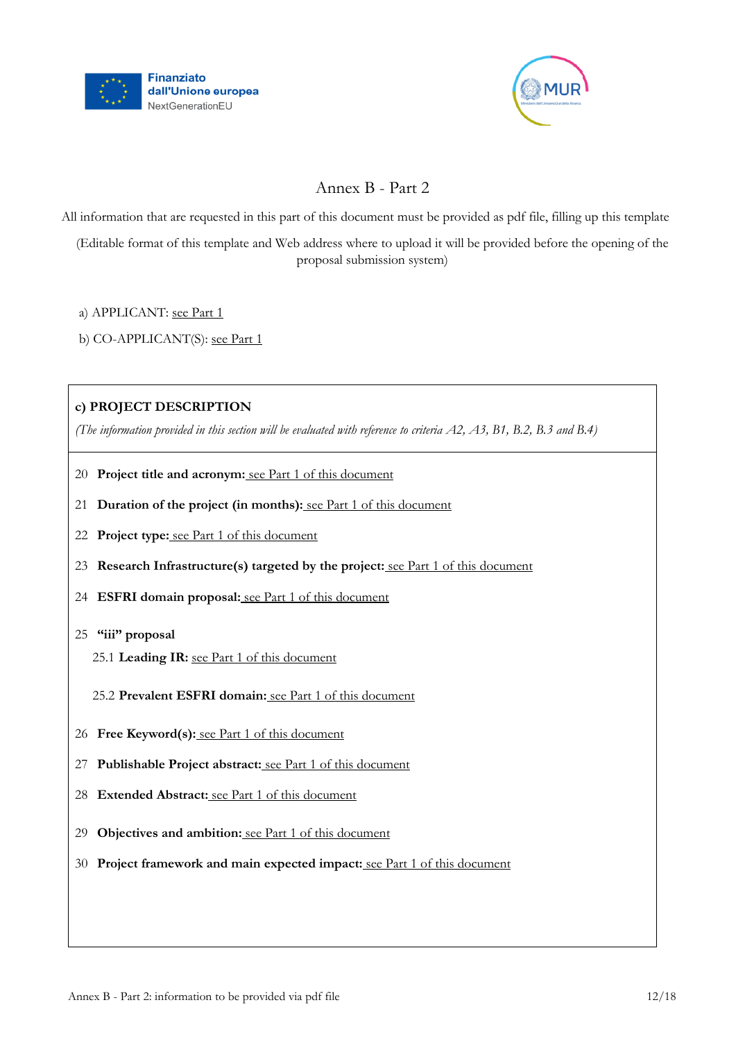# Annex B - Part 2

All information that are requested in this part of this document must be provided as pdf file, filling up this template

(Editable format of this template and Web address where to upload it will be provided before the opening of the proposal submission system)

a) APPLICANT: see Part 1

b) CO-APPLICANT(S): see Part 1

## c) PROJECT DESCRIPTION

*(The information provided in this section will be evaluated with reference to criteria A2, A3, B1, B.2, B.3 and B.4)*

20 **Project title and acronym:** see Part 1 of this document

21 **Duration of the project (in months):** see Part 1 of this document

22 **Project type:** see Part 1 of this document

23 **Research Infrastructure(s) targeted by the project:** see Part 1 of this document

24 **ESFRI domain proposal:** see Part 1 of this document

25 **"iii" proposal**

25.1 **Leading IR:** see Part 1 of this document

25.2 **Prevalent ESFRI domain:** see Part 1 of this document

26 **Free Keyword(s):** see Part 1 of this document

27 **Publishable Project abstract:** see Part 1 of this document

28 **Extended Abstract:** see Part 1 of this document

29 **Objectives and ambition:** see Part 1 of this document

30 **Project framework and main expected impact:** see Part 1 of this document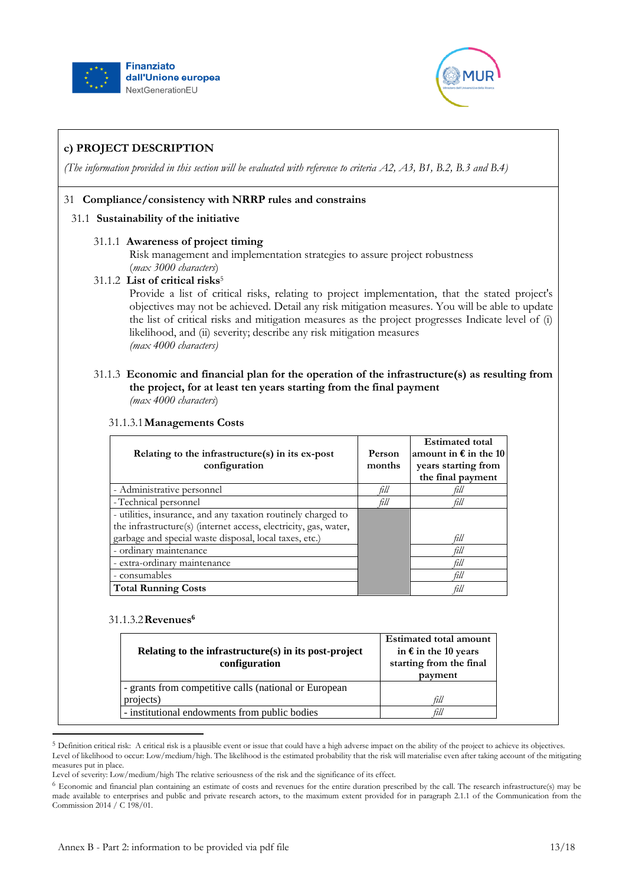## c) PROJECT DESCRIPTION

*(The information provided in this section will be evaluated with reference to criteria A2, A3, B1, B.2, B.3 and B.4)*

31 **Compliance/consistency with NRRP rules and constrains**

31.1 **Sustainability of the initiative**

31.1.1 **Awareness of project timing**

Risk management and implementation strategies to assure project robustness
(*max 3000 characters*)

31.1.2 **List of critical risks**[5]

Provide a list of critical risks, relating to project implementation, that the stated project's objectives may not be achieved. Detail any risk mitigation measures. You will be able to update the list of critical risks and mitigation measures as the project progresses Indicate level of (i) likelihood, and (ii) severity; describe any risk mitigation measures
*(max 4000 characters)*

31.1.3 **Economic and financial plan for the operation of the infrastructure(s) as resulting from the project, for at least ten years starting from the final payment**
*(max 4000 characters)*

31.1.3.1 **Managements Costs**

| **Relating to the infrastructure(s) in its ex-post configuration** | **Person months** | **Estimated total amount in € in the 10 years starting from the final payment** |
|---|---|---|
| - Administrative personnel | *fill* | *fill* |
| - Technical personnel | *fill* | *fill* |
| - utilities, insurance, and any taxation routinely charged to the infrastructure(s) (internet access, electricity, gas, water, garbage and special waste disposal, local taxes, etc.) | | *fill* |
| - ordinary maintenance | | *fill* |
| - extra-ordinary maintenance | | *fill* |
| - consumables | | *fill* |
| **Total Running Costs** | | *fill* |

31.1.3.2 **Revenues**[6]

| **Relating to the infrastructure(s) in its post-project configuration** | **Estimated total amount in € in the 10 years starting from the final payment** |
|---|---|
| - grants from competitive calls (national or European projects) | *fill* |
| - institutional endowments from public bodies | *fill* |

---

[5] Definition critical risk: A critical risk is a plausible event or issue that could have a high adverse impact on the ability of the project to achieve its objectives.
Level of likelihood to occur: Low/medium/high. The likelihood is the estimated probability that the risk will materialise even after taking account of the mitigating measures put in place.
Level of severity: Low/medium/high The relative seriousness of the risk and the significance of its effect.

[6] Economic and financial plan containing an estimate of costs and revenues for the entire duration prescribed by the call. The research infrastructure(s) may be made available to enterprises and public and private research actors, to the maximum extent provided for in paragraph 2.1.1 of the Communication from the Commission 2014 / C 198/01.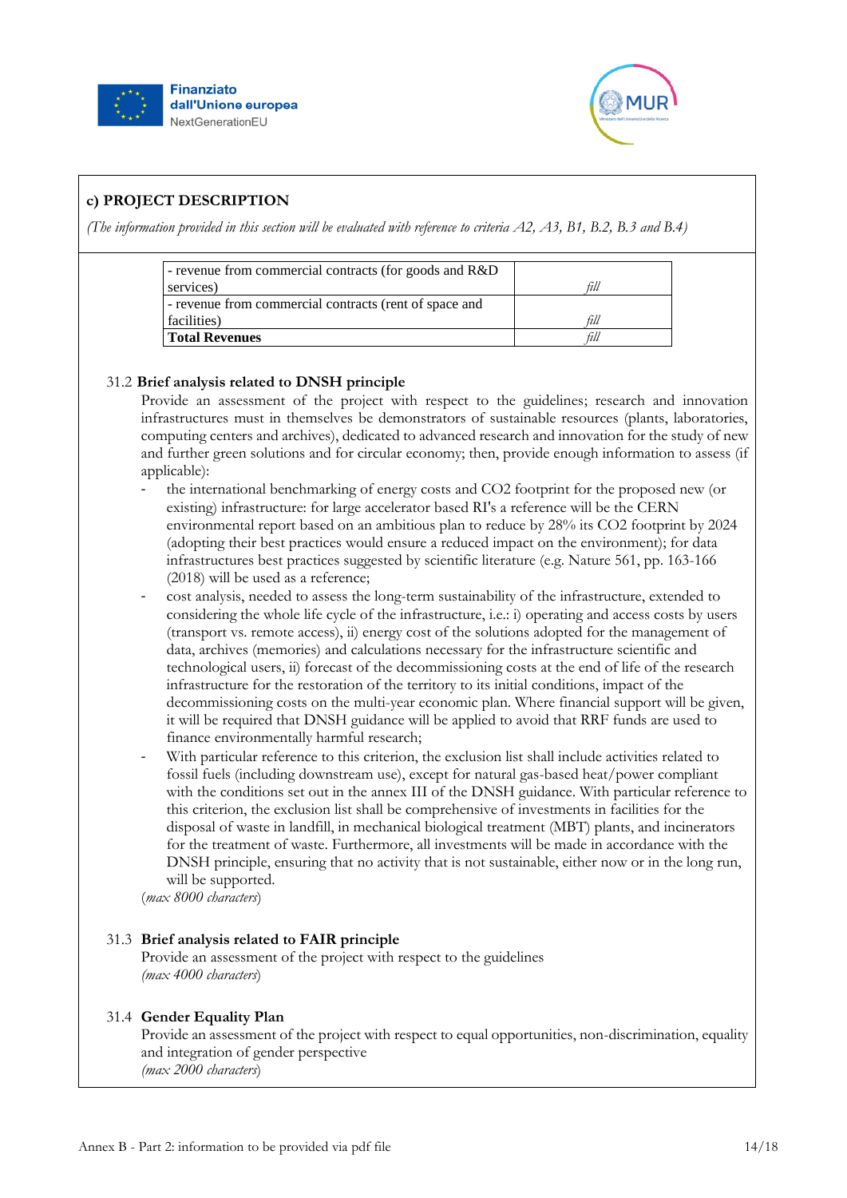## c) PROJECT DESCRIPTION

*(The information provided in this section will be evaluated with reference to criteria A2, A3, B1, B.2, B.3 and B.4)*

| | |
|---|---|
| - revenue from commercial contracts (for goods and R&D services) | *fill* |
| - revenue from commercial contracts (rent of space and facilities) | *fill* |
| **Total Revenues** | *fill* |

### 31.2 Brief analysis related to DNSH principle

Provide an assessment of the project with respect to the guidelines; research and innovation infrastructures must in themselves be demonstrators of sustainable resources (plants, laboratories, computing centers and archives), dedicated to advanced research and innovation for the study of new and further green solutions and for circular economy; then, provide enough information to assess (if applicable):

- the international benchmarking of energy costs and CO2 footprint for the proposed new (or existing) infrastructure: for large accelerator based RI's a reference will be the CERN environmental report based on an ambitious plan to reduce by 28% its CO2 footprint by 2024 (adopting their best practices would ensure a reduced impact on the environment); for data infrastructures best practices suggested by scientific literature (e.g. Nature 561, pp. 163-166 (2018) will be used as a reference;
- cost analysis, needed to assess the long-term sustainability of the infrastructure, extended to considering the whole life cycle of the infrastructure, i.e.: i) operating and access costs by users (transport vs. remote access), ii) energy cost of the solutions adopted for the management of data, archives (memories) and calculations necessary for the infrastructure scientific and technological users, ii) forecast of the decommissioning costs at the end of life of the research infrastructure for the restoration of the territory to its initial conditions, impact of the decommissioning costs on the multi-year economic plan. Where financial support will be given, it will be required that DNSH guidance will be applied to avoid that RRF funds are used to finance environmentally harmful research;
- With particular reference to this criterion, the exclusion list shall include activities related to fossil fuels (including downstream use), except for natural gas-based heat/power compliant with the conditions set out in the annex III of the DNSH guidance. With particular reference to this criterion, the exclusion list shall be comprehensive of investments in facilities for the disposal of waste in landfill, in mechanical biological treatment (MBT) plants, and incinerators for the treatment of waste. Furthermore, all investments will be made in accordance with the DNSH principle, ensuring that no activity that is not sustainable, either now or in the long run, will be supported.

(*max 8000 characters*)

### 31.3 Brief analysis related to FAIR principle

Provide an assessment of the project with respect to the guidelines
*(max 4000 characters)*

### 31.4 Gender Equality Plan

Provide an assessment of the project with respect to equal opportunities, non-discrimination, equality and integration of gender perspective
*(max 2000 characters)*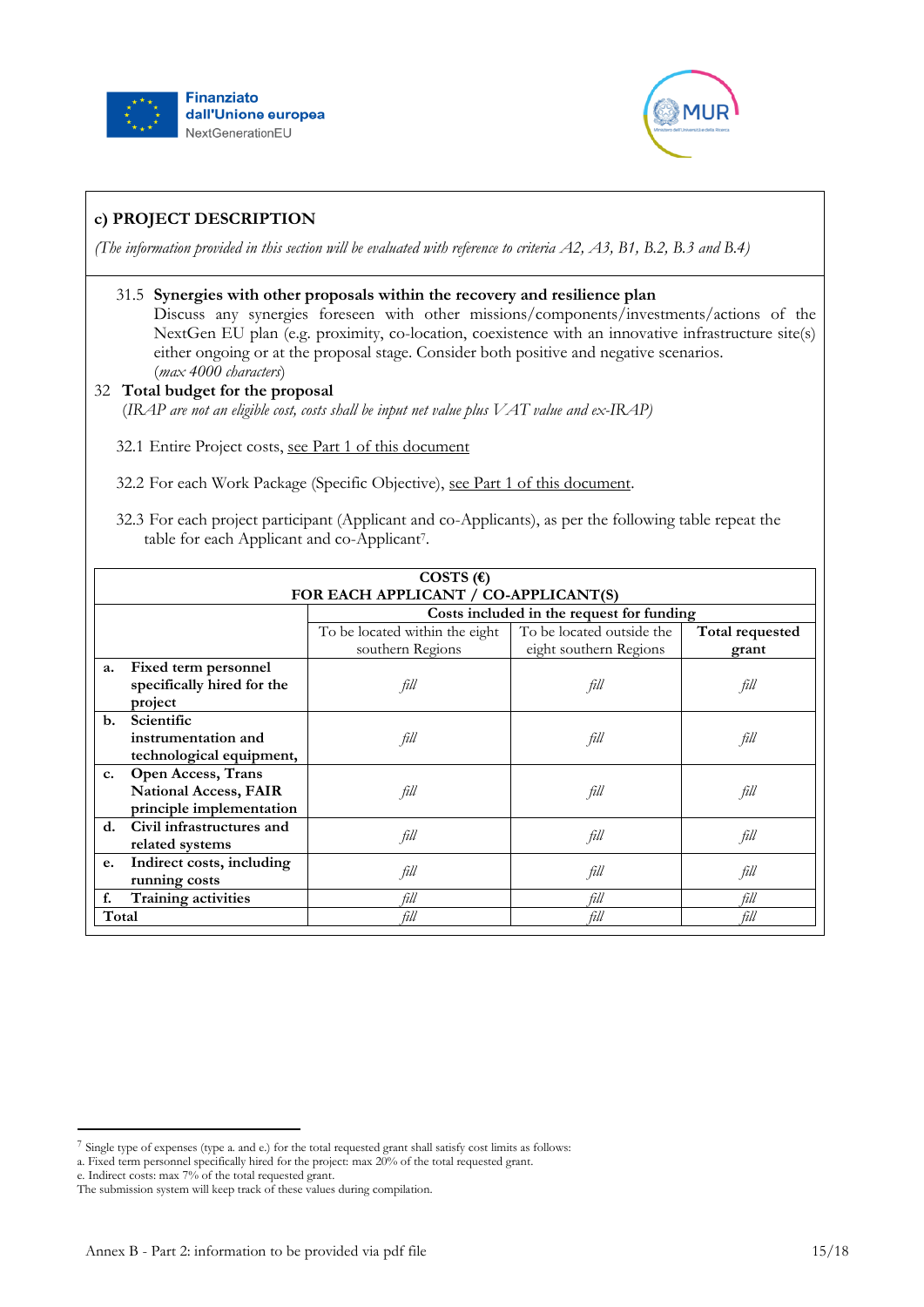## c) PROJECT DESCRIPTION

*(The information provided in this section will be evaluated with reference to criteria A2, A3, B1, B.2, B.3 and B.4)*

31.5 **Synergies with other proposals within the recovery and resilience plan**
Discuss any synergies foreseen with other missions/components/investments/actions of the NextGen EU plan (e.g. proximity, co-location, coexistence with an innovative infrastructure site(s) either ongoing or at the proposal stage. Consider both positive and negative scenarios. (*max 4000 characters*)

32 **Total budget for the proposal**
(*IRAP are not an eligible cost, costs shall be input net value plus VAT value and ex-IRAP)*

32.1 Entire Project costs, see Part 1 of this document

32.2 For each Work Package (Specific Objective), see Part 1 of this document.

32.3 For each project participant (Applicant and co-Applicants), as per the following table repeat the table for each Applicant and co-Applicant[7].

| COSTS (€) FOR EACH APPLICANT / CO-APPLICANT(S) | | | |
|---|---|---|---|
| | **Costs included in the request for funding** | | |
| | To be located within the eight southern Regions | To be located outside the eight southern Regions | **Total requested grant** |
| **a. Fixed term personnel specifically hired for the project** | *fill* | *fill* | *fill* |
| **b. Scientific instrumentation and technological equipment,** | *fill* | *fill* | *fill* |
| **c. Open Access, Trans National Access, FAIR principle implementation** | *fill* | *fill* | *fill* |
| **d. Civil infrastructures and related systems** | *fill* | *fill* | *fill* |
| **e. Indirect costs, including running costs** | *fill* | *fill* | *fill* |
| **f. Training activities** | *fill* | *fill* | *fill* |
| **Total** | *fill* | *fill* | *fill* |

[7] Single type of expenses (type a. and e.) for the total requested grant shall satisfy cost limits as follows:
a. Fixed term personnel specifically hired for the project: max 20% of the total requested grant.
e. Indirect costs: max 7% of the total requested grant.
The submission system will keep track of these values during compilation.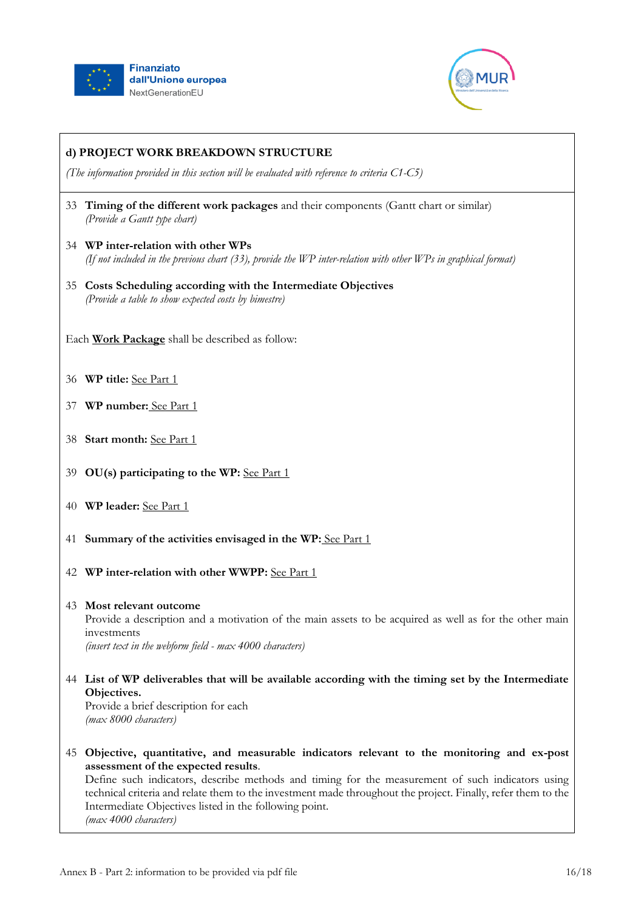## d) PROJECT WORK BREAKDOWN STRUCTURE

*(The information provided in this section will be evaluated with reference to criteria C1-C5)*

33 **Timing of the different work packages** and their components (Gantt chart or similar)
*(Provide a Gantt type chart)*

34 **WP inter-relation with other WPs**
*(If not included in the previous chart (33), provide the WP inter-relation with other WPs in graphical format)*

35 **Costs Scheduling according with the Intermediate Objectives**
*(Provide a table to show expected costs by bimestre)*

Each **Work Package** shall be described as follow:

36 **WP title:** See Part 1

37 **WP number:** See Part 1

38 **Start month:** See Part 1

39 **OU(s) participating to the WP:** See Part 1

40 **WP leader:** See Part 1

41 **Summary of the activities envisaged in the WP:** See Part 1

42 **WP inter-relation with other WWPP:** See Part 1

43 **Most relevant outcome**
Provide a description and a motivation of the main assets to be acquired as well as for the other main investments
*(insert text in the webform field - max 4000 characters)*

44 **List of WP deliverables that will be available according with the timing set by the Intermediate Objectives.**
Provide a brief description for each
*(max 8000 characters)*

45 **Objective, quantitative, and measurable indicators relevant to the monitoring and ex-post assessment of the expected results**.
Define such indicators, describe methods and timing for the measurement of such indicators using technical criteria and relate them to the investment made throughout the project. Finally, refer them to the Intermediate Objectives listed in the following point.
*(max 4000 characters)*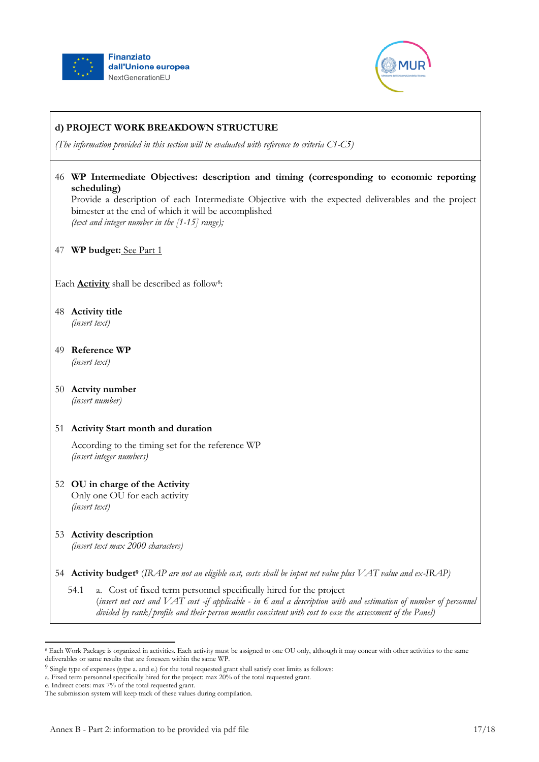**d) PROJECT WORK BREAKDOWN STRUCTURE**

*(The information provided in this section will be evaluated with reference to criteria C1-C5)*

46 **WP Intermediate Objectives: description and timing (corresponding to economic reporting scheduling)**
Provide a description of each Intermediate Objective with the expected deliverables and the project bimester at the end of which it will be accomplished
*(text and integer number in the [1-15] range);*

47 **WP budget:** See Part 1

Each **Activity** shall be described as follow[8]:

48 **Activity title**
*(insert text)*

49 **Reference WP**
*(insert text)*

50 **Actvity number**
*(insert number)*

51 **Activity Start month and duration**

According to the timing set for the reference WP
*(insert integer numbers)*

52 **OU in charge of the Activity**
Only one OU for each activity
*(insert text)*

53 **Activity description**
*(insert text max 2000 characters)*

54 **Activity budget**[9] *(IRAP are not an eligible cost, costs shall be input net value plus VAT value and ex-IRAP)*

54.1 a. Cost of fixed term personnel specifically hired for the project
*(insert net cost and VAT cost -if applicable - in € and a description with and estimation of number of personnel divided by rank/profile and their person months consistent with cost to ease the assessment of the Panel)*

---

[8] Each Work Package is organized in activities. Each activity must be assigned to one OU only, although it may concur with other activities to the same deliverables or same results that are foreseen within the same WP.

[9] Single type of expenses (type a. and e.) for the total requested grant shall satisfy cost limits as follows:
a. Fixed term personnel specifically hired for the project: max 20% of the total requested grant.
e. Indirect costs: max 7% of the total requested grant.
The submission system will keep track of these values during compilation.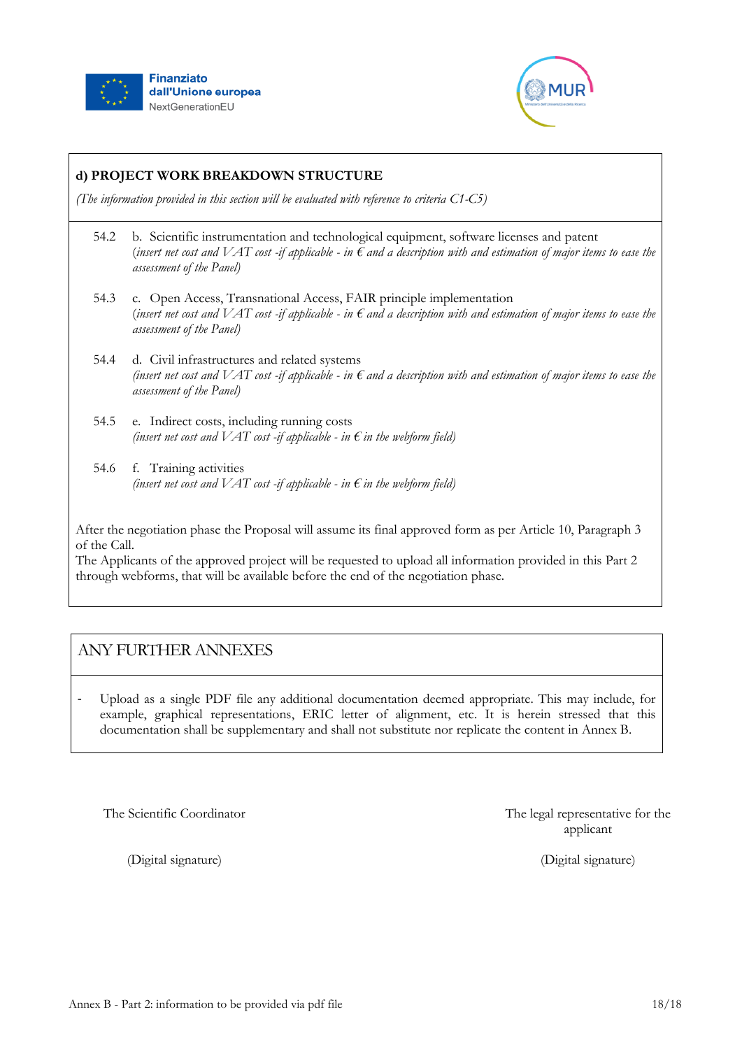**d) PROJECT WORK BREAKDOWN STRUCTURE**

*(The information provided in this section will be evaluated with reference to criteria C1-C5)*

54.2 b. Scientific instrumentation and technological equipment, software licenses and patent
*(insert net cost and VAT cost -if applicable - in € and a description with and estimation of major items to ease the assessment of the Panel)*

54.3 c. Open Access, Transnational Access, FAIR principle implementation
*(insert net cost and VAT cost -if applicable - in € and a description with and estimation of major items to ease the assessment of the Panel)*

54.4 d. Civil infrastructures and related systems
*(insert net cost and VAT cost -if applicable - in € and a description with and estimation of major items to ease the assessment of the Panel)*

54.5 e. Indirect costs, including running costs
*(insert net cost and VAT cost -if applicable - in € in the webform field)*

54.6 f. Training activities
*(insert net cost and VAT cost -if applicable - in € in the webform field)*

After the negotiation phase the Proposal will assume its final approved form as per Article 10, Paragraph 3 of the Call.
The Applicants of the approved project will be requested to upload all information provided in this Part 2 through webforms, that will be available before the end of the negotiation phase.

## ANY FURTHER ANNEXES

- Upload as a single PDF file any additional documentation deemed appropriate. This may include, for example, graphical representations, ERIC letter of alignment, etc. It is herein stressed that this documentation shall be supplementary and shall not substitute nor replicate the content in Annex B.

The Scientific Coordinator

(Digital signature)

The legal representative for the applicant

(Digital signature)